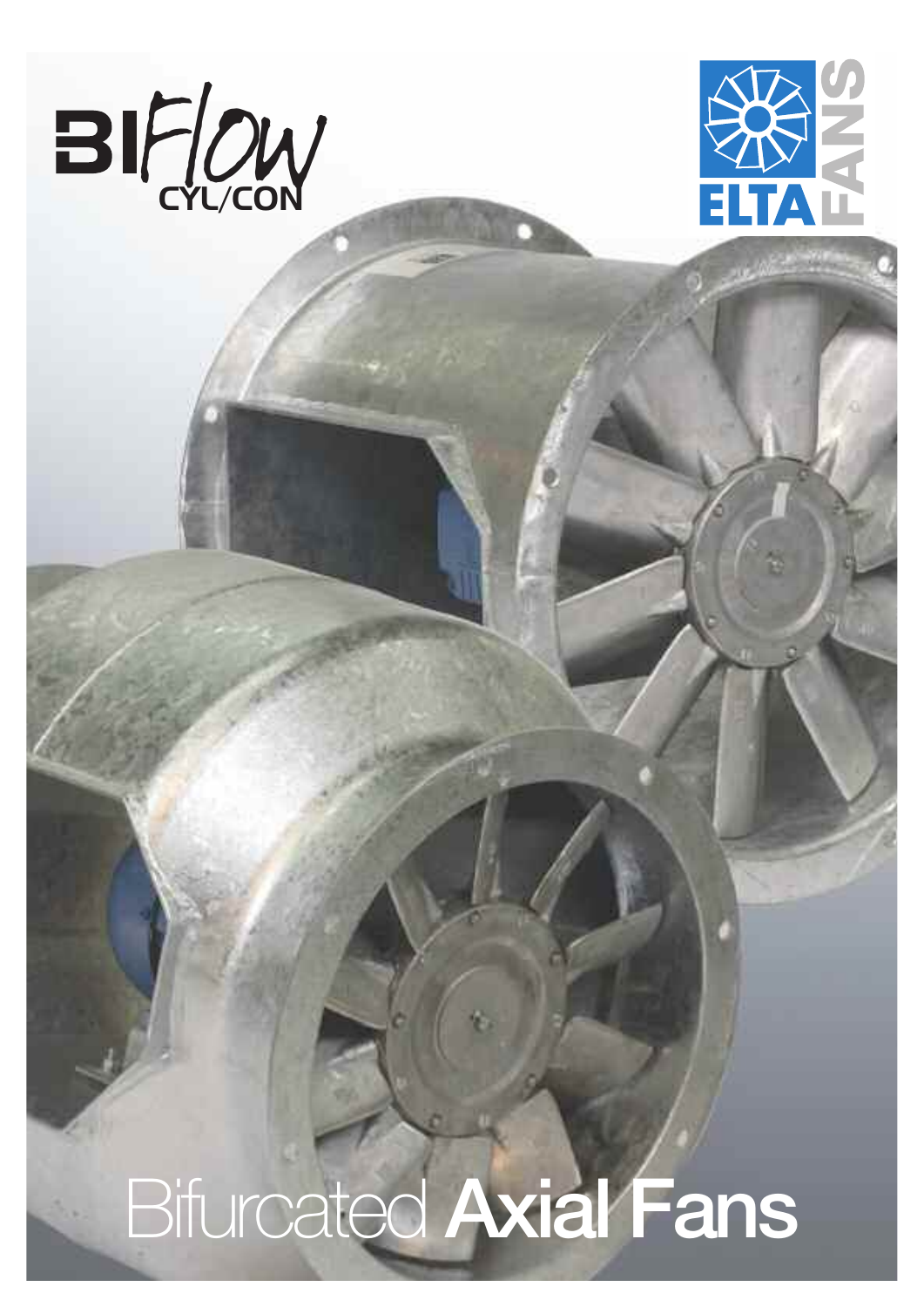# BIFlow
CYL/CON

ELTA FANS

# Bifurcated **Axial Fans**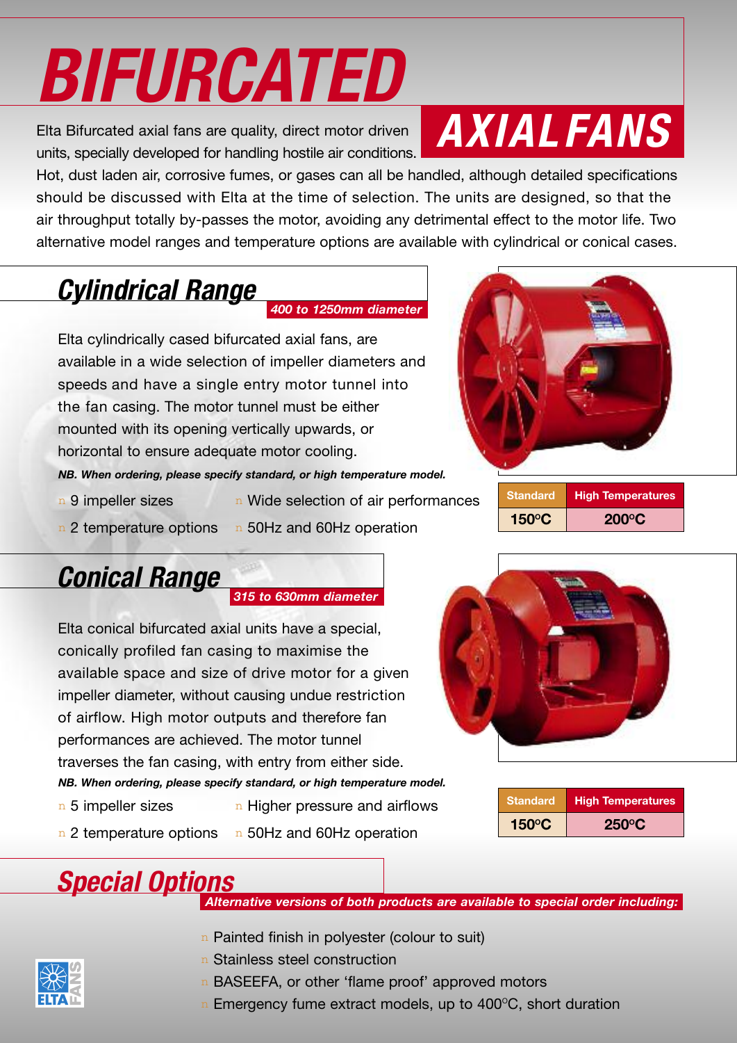# BIFURCATED AXIAL FANS

Elta Bifurcated axial fans are quality, direct motor driven units, specially developed for handling hostile air conditions. Hot, dust laden air, corrosive fumes, or gases can all be handled, although detailed specifications should be discussed with Elta at the time of selection. The units are designed, so that the air throughput totally by-passes the motor, avoiding any detrimental effect to the motor life. Two alternative model ranges and temperature options are available with cylindrical or conical cases.

## Cylindrical Range

*400 to 1250mm diameter*

Elta cylindrically cased bifurcated axial fans, are available in a wide selection of impeller diameters and speeds and have a single entry motor tunnel into the fan casing. The motor tunnel must be either mounted with its opening vertically upwards, or horizontal to ensure adequate motor cooling.

***NB. When ordering, please specify standard, or high temperature model.***

- 9 impeller sizes
- 2 temperature options
- Wide selection of air performances
- 50Hz and 60Hz operation

| Standard | High Temperatures |
|---|---|
| 150°C | 200°C |

## Conical Range

*315 to 630mm diameter*

Elta conical bifurcated axial units have a special, conically profiled fan casing to maximise the available space and size of drive motor for a given impeller diameter, without causing undue restriction of airflow. High motor outputs and therefore fan performances are achieved. The motor tunnel traverses the fan casing, with entry from either side.

***NB. When ordering, please specify standard, or high temperature model.***

- 5 impeller sizes
- 2 temperature options
- Higher pressure and airflows
- 50Hz and 60Hz operation

| Standard | High Temperatures |
|---|---|
| 150°C | 250°C |

## Special Options

*Alternative versions of both products are available to special order including:*

- Painted finish in polyester (colour to suit)
- Stainless steel construction
- BASEEFA, or other 'flame proof' approved motors
- Emergency fume extract models, up to 400°C, short duration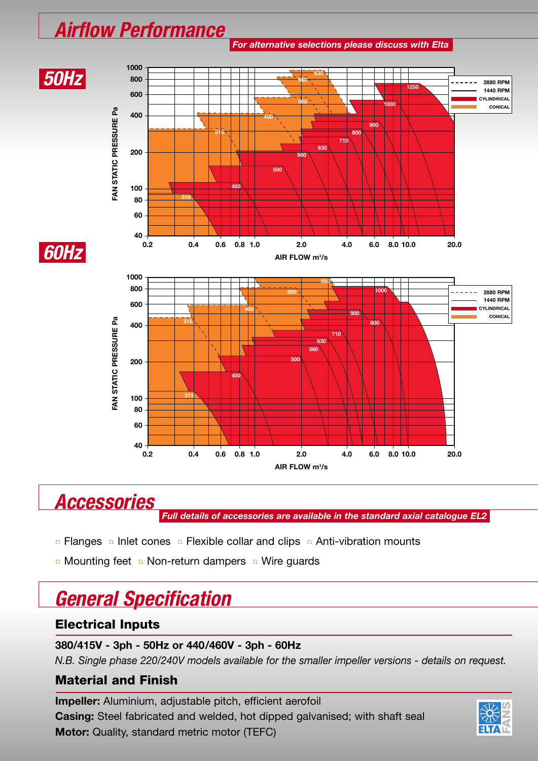# Airflow Performance

*For alternative selections please discuss with Elta*

## 50Hz

FAN STATIC PRESSURE Pa

AIR FLOW m³/s

- 2880 RPM
- 1440 RPM
- CYLINDRICAL
- CONICAL

## 60Hz

FAN STATIC PRESSURE Pa

AIR FLOW m³/s

- 2880 RPM
- 1440 RPM
- CYLINDRICAL
- CONICAL

# Accessories

*Full details of accessories are available in the standard axial catalogue EL2*

- Flanges
- Inlet cones
- Flexible collar and clips
- Anti-vibration mounts
- Mounting feet
- Non-return dampers
- Wire guards

# General Specification

### Electrical Inputs

**380/415V - 3ph - 50Hz or 440/460V - 3ph - 60Hz**

*N.B. Single phase 220/240V models available for the smaller impeller versions - details on request.*

### Material and Finish

**Impeller:** Aluminium, adjustable pitch, efficient aerofoil
**Casing:** Steel fabricated and welded, hot dipped galvanised; with shaft seal
**Motor:** Quality, standard metric motor (TEFC)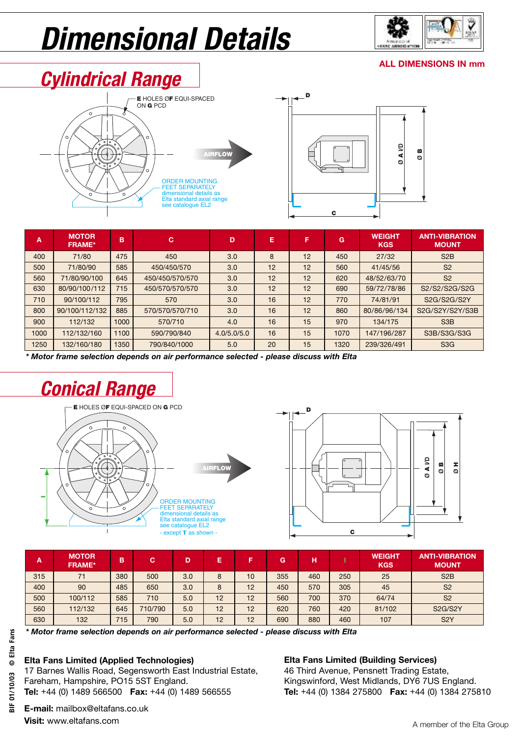# Dimensional Details

**ALL DIMENSIONS IN mm**

## Cylindrical Range

**E** HOLES Ø**F** EQUI-SPACED ON **G** PCD

AIRFLOW

ORDER MOUNTING FEET SEPARATELY dimensional details as Elta standard axial range see catalogue EL2

D

Ø A I/D

Ø B

C

| A | MOTOR FRAME* | B | C | D | E | F | G | WEIGHT KGS | ANTI-VIBRATION MOUNT |
|---|---|---|---|---|---|---|---|---|---|
| 400 | 71/80 | 475 | 450 | 3.0 | 8 | 12 | 450 | 27/32 | S2B |
| 500 | 71/80/90 | 585 | 450/450/570 | 3.0 | 12 | 12 | 560 | 41/45/56 | S2 |
| 560 | 71/80/90/100 | 645 | 450/450/570/570 | 3.0 | 12 | 12 | 620 | 48/52/63/70 | S2 |
| 630 | 80/90/100/112 | 715 | 450/570/570/570 | 3.0 | 12 | 12 | 690 | 59/72/78/86 | S2/S2/S2G/S2G |
| 710 | 90/100/112 | 795 | 570 | 3.0 | 16 | 12 | 770 | 74/81/91 | S2G/S2G/S2Y |
| 800 | 90/100/112/132 | 885 | 570/570/570/710 | 3.0 | 16 | 12 | 860 | 80/86/96/134 | S2G/S2Y/S2Y/S3B |
| 900 | 112/132 | 1000 | 570/710 | 4.0 | 16 | 15 | 970 | 134/175 | S3B |
| 1000 | 112/132/160 | 1100 | 590/790/840 | 4.0/5.0/5.0 | 16 | 15 | 1070 | 147/196/287 | S3B/S3G/S3G |
| 1250 | 132/160/180 | 1350 | 790/840/1000 | 5.0 | 20 | 15 | 1320 | 239/326/491 | S3G |

***\* Motor frame selection depends on air performance selected - please discuss with Elta***

## Conical Range

**E** HOLES Ø**F** EQUI-SPACED ON **G** PCD

AIRFLOW

ORDER MOUNTING FEET SEPARATELY dimensional details as Elta standard axial range see catalogue EL2 - except 'I' as shown -

D

Ø A I/D

Ø B

Ø H

C

| A | MOTOR FRAME* | B | C | D | E | F | G | H | I | WEIGHT KGS | ANTI-VIBRATION MOUNT |
|---|---|---|---|---|---|---|---|---|---|---|---|
| 315 | 71 | 380 | 500 | 3.0 | 8 | 10 | 355 | 460 | 250 | 25 | S2B |
| 400 | 90 | 485 | 650 | 3.0 | 8 | 12 | 450 | 570 | 305 | 45 | S2 |
| 500 | 100/112 | 585 | 710 | 5.0 | 12 | 12 | 560 | 700 | 370 | 64/74 | S2 |
| 560 | 112/132 | 645 | 710/790 | 5.0 | 12 | 12 | 620 | 760 | 420 | 81/102 | S2G/S2Y |
| 630 | 132 | 715 | 790 | 5.0 | 12 | 12 | 690 | 880 | 460 | 107 | S2Y |

***\* Motor frame selection depends on air performance selected - please discuss with Elta***

**Elta Fans Limited (Applied Technologies)**
17 Barnes Wallis Road, Segensworth East Industrial Estate,
Fareham, Hampshire, PO15 5ST England.
**Tel:** +44 (0) 1489 566500 **Fax:** +44 (0) 1489 566555

**Elta Fans Limited (Building Services)**
46 Third Avenue, Pensnett Trading Estate,
Kingswinford, West Midlands, DY6 7US England.
**Tel:** +44 (0) 1384 275800 **Fax:** +44 (0) 1384 275810

**E-mail:** mailbox@eltafans.co.uk
**Visit:** www.eltafans.com

BIF 01/10/03 © Elta Fans

A member of the Elta Group